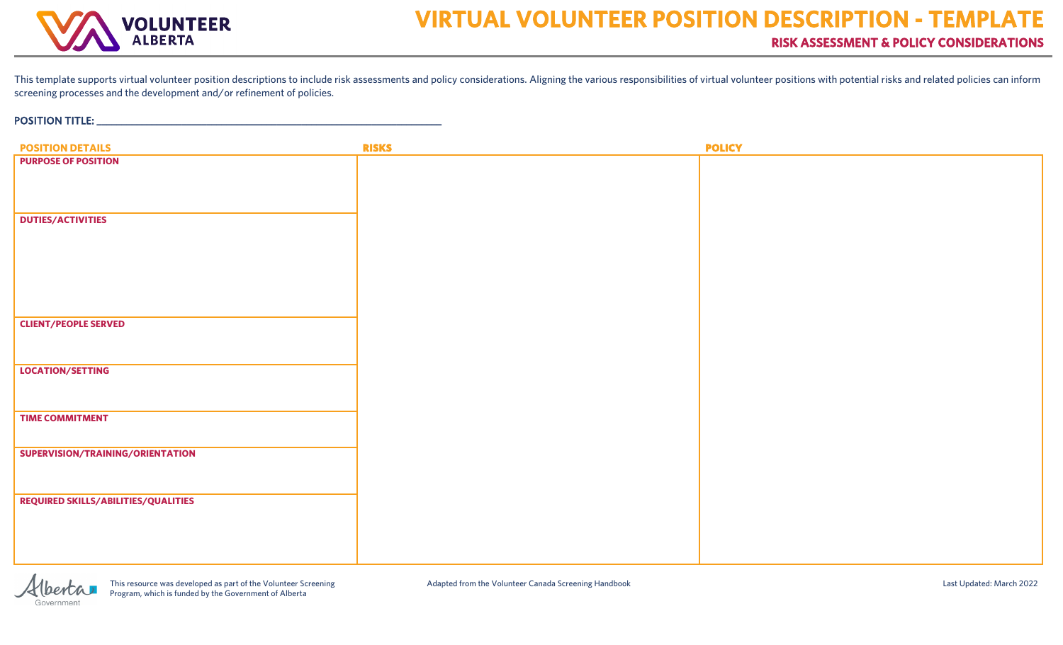# VIRTUAL VOLUNTEER POSITION DESCRIPTION - TEMPLATE

## RISK ASSESSMENT & POLICY CONSIDERATIONS

This template supports virtual volunteer position descriptions to include risk assessments and policy considerations. Aligning the various responsibilities of virtual volunteer positions with potential risks and related policies can inform screening processes and the development and/or refinement of policies.

**POSITION TITLE:** ______________________________________________

| POSITION DETAILS | RISKS | POLICY |
|---|---|---|
| **PURPOSE OF POSITION** | | |
| **DUTIES/ACTIVITIES** | | |
| **CLIENT/PEOPLE SERVED** | | |
| **LOCATION/SETTING** | | |
| **TIME COMMITMENT** | | |
| **SUPERVISION/TRAINING/ORIENTATION** | | |
| **REQUIRED SKILLS/ABILITIES/QUALITIES** | | |

This resource was developed as part of the Volunteer Screening Program, which is funded by the Government of Alberta

Adapted from the Volunteer Canada Screening Handbook

Last Updated: March 2022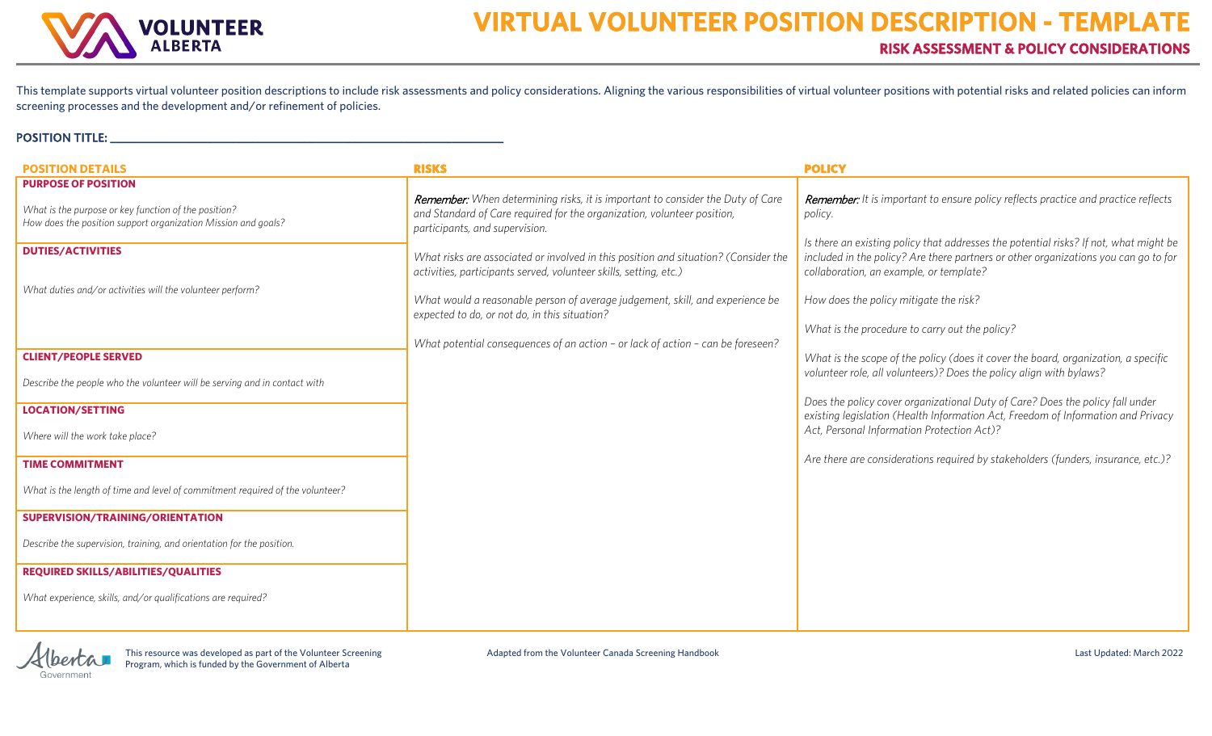# VIRTUAL VOLUNTEER POSITION DESCRIPTION - TEMPLATE

## RISK ASSESSMENT & POLICY CONSIDERATIONS

This template supports virtual volunteer position descriptions to include risk assessments and policy considerations. Aligning the various responsibilities of virtual volunteer positions with potential risks and related policies can inform screening processes and the development and/or refinement of policies.

**POSITION TITLE:** ______________________________

| POSITION DETAILS | RISKS | POLICY |
|---|---|---|
| **PURPOSE OF POSITION**<br><br>*What is the purpose or key function of the position?*<br>*How does the position support organization Mission and goals?* | ***Remember:*** *When determining risks, it is important to consider the Duty of Care and Standard of Care required for the organization, volunteer position, participants, and supervision.*<br><br>*What risks are associated or involved in this position and situation? (Consider the activities, participants served, volunteer skills, setting, etc.)*<br><br>*What would a reasonable person of average judgement, skill, and experience be expected to do, or not do, in this situation?*<br><br>*What potential consequences of an action – or lack of action – can be foreseen?* | ***Remember:*** *It is important to ensure policy reflects practice and practice reflects policy.*<br><br>*Is there an existing policy that addresses the potential risks? If not, what might be included in the policy? Are there partners or other organizations you can go to for collaboration, an example, or template?*<br><br>*How does the policy mitigate the risk?*<br><br>*What is the procedure to carry out the policy?*<br><br>*What is the scope of the policy (does it cover the board, organization, a specific volunteer role, all volunteers)? Does the policy align with bylaws?*<br><br>*Does the policy cover organizational Duty of Care? Does the policy fall under existing legislation (Health Information Act, Freedom of Information and Privacy Act, Personal Information Protection Act)?*<br><br>*Are there are considerations required by stakeholders (funders, insurance, etc.)?* |
| **DUTIES/ACTIVITIES**<br><br>*What duties and/or activities will the volunteer perform?* | | |
| **CLIENT/PEOPLE SERVED**<br><br>*Describe the people who the volunteer will be serving and in contact with* | | |
| **LOCATION/SETTING**<br><br>*Where will the work take place?* | | |
| **TIME COMMITMENT**<br><br>*What is the length of time and level of commitment required of the volunteer?* | | |
| **SUPERVISION/TRAINING/ORIENTATION**<br><br>*Describe the supervision, training, and orientation for the position.* | | |
| **REQUIRED SKILLS/ABILITIES/QUALITIES**<br><br>*What experience, skills, and/or qualifications are required?* | | |

This resource was developed as part of the Volunteer Screening Program, which is funded by the Government of Alberta

Adapted from the Volunteer Canada Screening Handbook

Last Updated: March 2022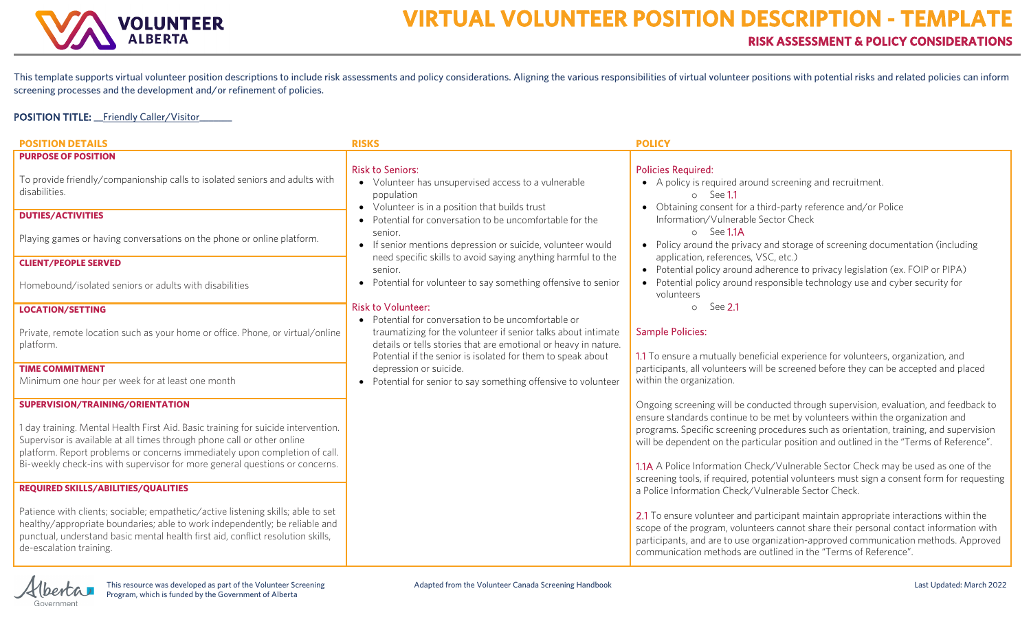# VIRTUAL VOLUNTEER POSITION DESCRIPTION - TEMPLATE

## RISK ASSESSMENT & POLICY CONSIDERATIONS

This template supports virtual volunteer position descriptions to include risk assessments and policy considerations. Aligning the various responsibilities of virtual volunteer positions with potential risks and related policies can inform screening processes and the development and/or refinement of policies.

**POSITION TITLE:** __Friendly Caller/Visitor_______

| POSITION DETAILS | RISKS | POLICY |
|---|---|---|
| **PURPOSE OF POSITION**<br><br>To provide friendly/companionship calls to isolated seniors and adults with disabilities.<br><br>**DUTIES/ACTIVITIES**<br><br>Playing games or having conversations on the phone or online platform.<br><br>**CLIENT/PEOPLE SERVED**<br><br>Homebound/isolated seniors or adults with disabilities<br><br>**LOCATION/SETTING**<br><br>Private, remote location such as your home or office. Phone, or virtual/online platform.<br><br>**TIME COMMITMENT**<br><br>Minimum one hour per week for at least one month<br><br>**SUPERVISION/TRAINING/ORIENTATION**<br><br>1 day training. Mental Health First Aid. Basic training for suicide intervention. Supervisor is available at all times through phone call or other online platform. Report problems or concerns immediately upon completion of call. Bi-weekly check-ins with supervisor for more general questions or concerns.<br><br>**REQUIRED SKILLS/ABILITIES/QUALITIES**<br><br>Patience with clients; sociable; empathetic/active listening skills; able to set healthy/appropriate boundaries; able to work independently; be reliable and punctual, understand basic mental health first aid, conflict resolution skills, de-escalation training. | Risk to Seniors:<br>• Volunteer has unsupervised access to a vulnerable population<br>• Volunteer is in a position that builds trust<br>• Potential for conversation to be uncomfortable for the senior.<br>• If senior mentions depression or suicide, volunteer would need specific skills to avoid saying anything harmful to the senior.<br>• Potential for volunteer to say something offensive to senior<br><br>Risk to Volunteer:<br>• Potential for conversation to be uncomfortable or traumatizing for the volunteer if senior talks about intimate details or tells stories that are emotional or heavy in nature. Potential if the senior is isolated for them to speak about depression or suicide.<br>• Potential for senior to say something offensive to volunteer | Policies Required:<br>• A policy is required around screening and recruitment.<br>&nbsp;&nbsp;&nbsp;&nbsp;○ See 1.1<br>• Obtaining consent for a third-party reference and/or Police Information/Vulnerable Sector Check<br>&nbsp;&nbsp;&nbsp;&nbsp;○ See 1.1A<br>• Policy around the privacy and storage of screening documentation (including application, references, VSC, etc.)<br>• Potential policy around adherence to privacy legislation (ex. FOIP or PIPA)<br>• Potential policy around responsible technology use and cyber security for volunteers<br>&nbsp;&nbsp;&nbsp;&nbsp;○ See 2.1<br><br>Sample Policies:<br><br>1.1 To ensure a mutually beneficial experience for volunteers, organization, and participants, all volunteers will be screened before they can be accepted and placed within the organization.<br><br>Ongoing screening will be conducted through supervision, evaluation, and feedback to ensure standards continue to be met by volunteers within the organization and programs. Specific screening procedures such as orientation, training, and supervision will be dependent on the particular position and outlined in the "Terms of Reference".<br><br>1.1A A Police Information Check/Vulnerable Sector Check may be used as one of the screening tools, if required, potential volunteers must sign a consent form for requesting a Police Information Check/Vulnerable Sector Check.<br><br>2.1 To ensure volunteer and participant maintain appropriate interactions within the scope of the program, volunteers cannot share their personal contact information with participants, and are to use organization-approved communication methods. Approved communication methods are outlined in the "Terms of Reference". |

This resource was developed as part of the Volunteer Screening Program, which is funded by the Government of Alberta

Adapted from the Volunteer Canada Screening Handbook

Last Updated: March 2022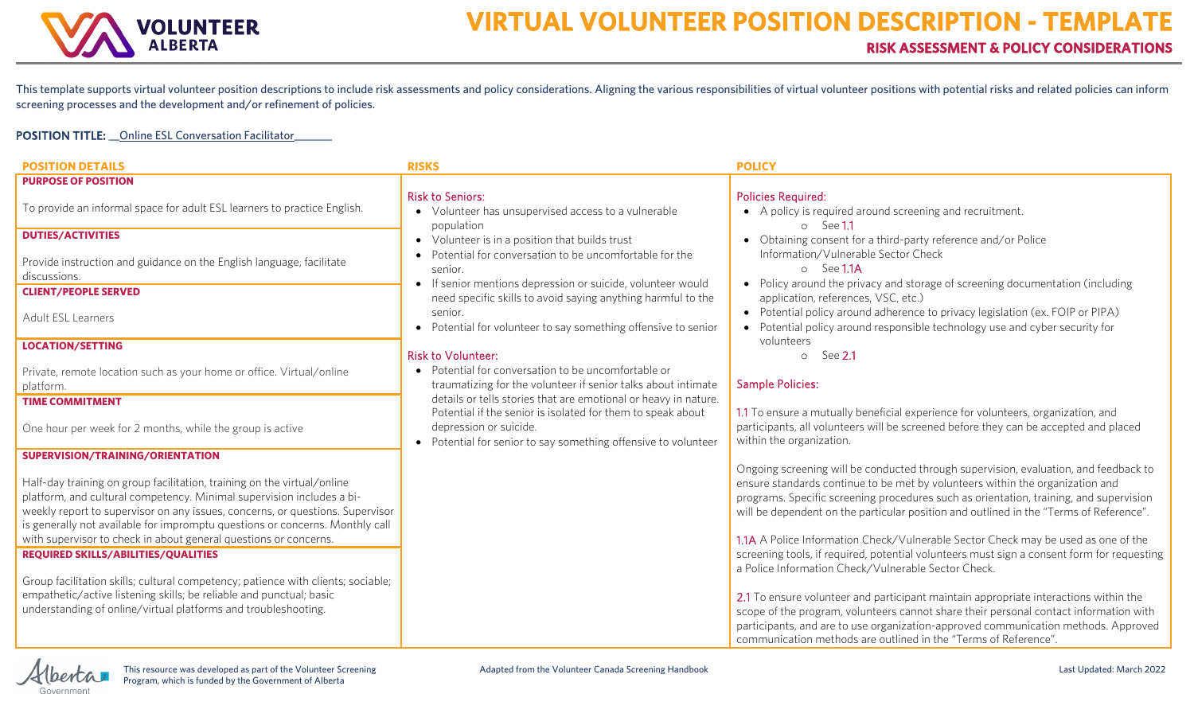# VIRTUAL VOLUNTEER POSITION DESCRIPTION - TEMPLATE

## RISK ASSESSMENT & POLICY CONSIDERATIONS

This template supports virtual volunteer position descriptions to include risk assessments and policy considerations. Aligning the various responsibilities of virtual volunteer positions with potential risks and related policies can inform screening processes and the development and/or refinement of policies.

**POSITION TITLE:** __Online ESL Conversation Facilitator_______

| POSITION DETAILS | RISKS | POLICY |
|---|---|---|
| **PURPOSE OF POSITION**<br><br>To provide an informal space for adult ESL learners to practice English.<br><br>**DUTIES/ACTIVITIES**<br><br>Provide instruction and guidance on the English language, facilitate discussions.<br><br>**CLIENT/PEOPLE SERVED**<br><br>Adult ESL Learners<br><br>**LOCATION/SETTING**<br><br>Private, remote location such as your home or office. Virtual/online platform.<br><br>**TIME COMMITMENT**<br><br>One hour per week for 2 months, while the group is active<br><br>**SUPERVISION/TRAINING/ORIENTATION**<br><br>Half-day training on group facilitation, training on the virtual/online platform, and cultural competency. Minimal supervision includes a bi-weekly report to supervisor on any issues, concerns, or questions. Supervisor is generally not available for impromptu questions or concerns. Monthly call with supervisor to check in about general questions or concerns.<br><br>**REQUIRED SKILLS/ABILITIES/QUALITIES**<br><br>Group facilitation skills; cultural competency; patience with clients; sociable; empathetic/active listening skills; be reliable and punctual; basic understanding of online/virtual platforms and troubleshooting. | Risk to Seniors:<br>• Volunteer has unsupervised access to a vulnerable population<br>• Volunteer is in a position that builds trust<br>• Potential for conversation to be uncomfortable for the senior.<br>• If senior mentions depression or suicide, volunteer would need specific skills to avoid saying anything harmful to the senior.<br>• Potential for volunteer to say something offensive to senior<br><br>Risk to Volunteer:<br>• Potential for conversation to be uncomfortable or traumatizing for the volunteer if senior talks about intimate details or tells stories that are emotional or heavy in nature. Potential if the senior is isolated for them to speak about depression or suicide.<br>• Potential for senior to say something offensive to volunteer | Policies Required:<br>• A policy is required around screening and recruitment.<br>&nbsp;&nbsp;&nbsp;&nbsp;o See 1.1<br>• Obtaining consent for a third-party reference and/or Police Information/Vulnerable Sector Check<br>&nbsp;&nbsp;&nbsp;&nbsp;o See 1.1A<br>• Policy around the privacy and storage of screening documentation (including application, references, VSC, etc.)<br>• Potential policy around adherence to privacy legislation (ex. FOIP or PIPA)<br>• Potential policy around responsible technology use and cyber security for volunteers<br>&nbsp;&nbsp;&nbsp;&nbsp;o See 2.1<br><br>Sample Policies:<br><br>1.1 To ensure a mutually beneficial experience for volunteers, organization, and participants, all volunteers will be screened before they can be accepted and placed within the organization.<br><br>Ongoing screening will be conducted through supervision, evaluation, and feedback to ensure standards continue to be met by volunteers within the organization and programs. Specific screening procedures such as orientation, training, and supervision will be dependent on the particular position and outlined in the "Terms of Reference".<br><br>1.1A A Police Information Check/Vulnerable Sector Check may be used as one of the screening tools, if required, potential volunteers must sign a consent form for requesting a Police Information Check/Vulnerable Sector Check.<br><br>2.1 To ensure volunteer and participant maintain appropriate interactions within the scope of the program, volunteers cannot share their personal contact information with participants, and are to use organization-approved communication methods. Approved communication methods are outlined in the "Terms of Reference". |

This resource was developed as part of the Volunteer Screening Program, which is funded by the Government of Alberta

Adapted from the Volunteer Canada Screening Handbook

Last Updated: March 2022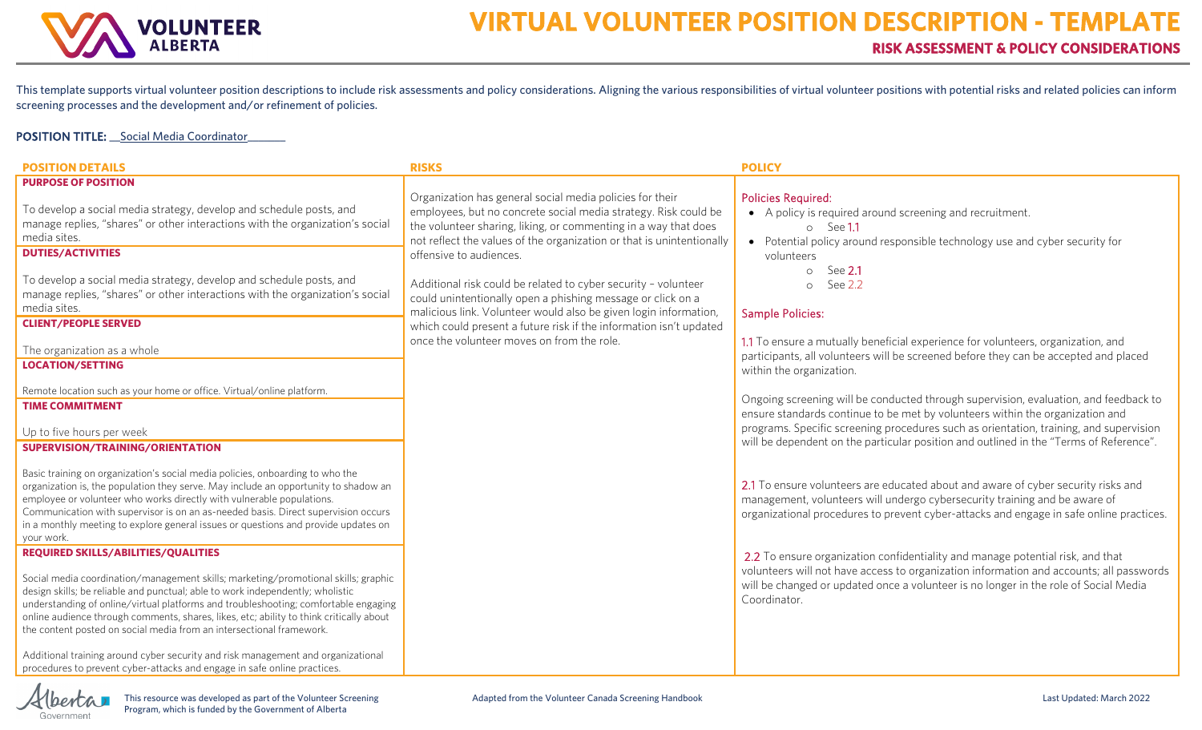# VIRTUAL VOLUNTEER POSITION DESCRIPTION - TEMPLATE

## RISK ASSESSMENT & POLICY CONSIDERATIONS

This template supports virtual volunteer position descriptions to include risk assessments and policy considerations. Aligning the various responsibilities of virtual volunteer positions with potential risks and related policies can inform screening processes and the development and/or refinement of policies.

**POSITION TITLE:** __Social Media Coordinator______

| POSITION DETAILS | RISKS | POLICY |
|---|---|---|
| **PURPOSE OF POSITION**<br><br>To develop a social media strategy, develop and schedule posts, and manage replies, "shares" or other interactions with the organization's social media sites.<br><br>**DUTIES/ACTIVITIES**<br><br>To develop a social media strategy, develop and schedule posts, and manage replies, "shares" or other interactions with the organization's social media sites.<br><br>**CLIENT/PEOPLE SERVED**<br><br>The organization as a whole<br><br>**LOCATION/SETTING**<br><br>Remote location such as your home or office. Virtual/online platform.<br><br>**TIME COMMITMENT**<br><br>Up to five hours per week<br><br>**SUPERVISION/TRAINING/ORIENTATION**<br><br>Basic training on organization's social media policies, onboarding to who the organization is, the population they serve. May include an opportunity to shadow an employee or volunteer who works directly with vulnerable populations. Communication with supervisor is on an as-needed basis. Direct supervision occurs in a monthly meeting to explore general issues or questions and provide updates on your work.<br><br>**REQUIRED SKILLS/ABILITIES/QUALITIES**<br><br>Social media coordination/management skills; marketing/promotional skills; graphic design skills; be reliable and punctual; able to work independently; wholistic understanding of online/virtual platforms and troubleshooting; comfortable engaging online audience through comments, shares, likes, etc; ability to think critically about the content posted on social media from an intersectional framework.<br><br>Additional training around cyber security and risk management and organizational procedures to prevent cyber-attacks and engage in safe online practices. | Organization has general social media policies for their employees, but no concrete social media strategy. Risk could be the volunteer sharing, liking, or commenting in a way that does not reflect the values of the organization or that is unintentionally offensive to audiences.<br><br>Additional risk could be related to cyber security – volunteer could unintentionally open a phishing message or click on a malicious link. Volunteer would also be given login information, which could present a future risk if the information isn't updated once the volunteer moves on from the role. | Policies Required:<br>• A policy is required around screening and recruitment.<br>  ○ See 1.1<br>• Potential policy around responsible technology use and cyber security for volunteers<br>  ○ See 2.1<br>  ○ See 2.2<br><br>Sample Policies:<br><br>1.1 To ensure a mutually beneficial experience for volunteers, organization, and participants, all volunteers will be screened before they can be accepted and placed within the organization.<br><br>Ongoing screening will be conducted through supervision, evaluation, and feedback to ensure standards continue to be met by volunteers within the organization and programs. Specific screening procedures such as orientation, training, and supervision will be dependent on the particular position and outlined in the "Terms of Reference".<br><br>2.1 To ensure volunteers are educated about and aware of cyber security risks and management, volunteers will undergo cybersecurity training and be aware of organizational procedures to prevent cyber-attacks and engage in safe online practices.<br><br>2.2 To ensure organization confidentiality and manage potential risk, and that volunteers will not have access to organization information and accounts; all passwords will be changed or updated once a volunteer is no longer in the role of Social Media Coordinator. |

This resource was developed as part of the Volunteer Screening Program, which is funded by the Government of Alberta

Adapted from the Volunteer Canada Screening Handbook

Last Updated: March 2022